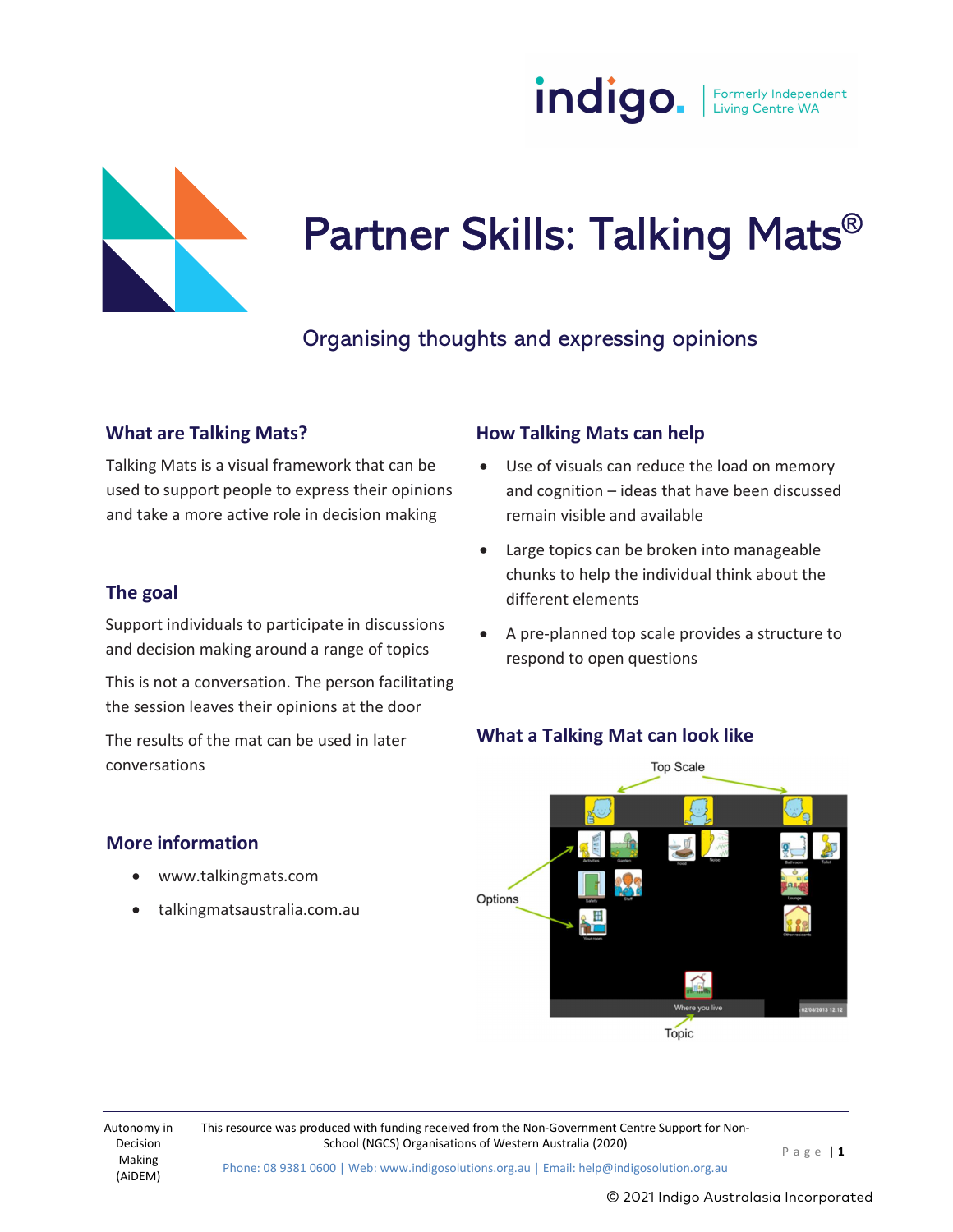# Partner Skills: Talking Mats®

Organising thoughts and expressing opinions

## What are Talking Mats?

Talking Mats is a visual framework that can be used to support people to express their opinions and take a more active role in decision making

## The goal

Support individuals to participate in discussions and decision making around a range of topics

This is not a conversation. The person facilitating the session leaves their opinions at the door

The results of the mat can be used in later conversations

## More information

- www.talkingmats.com
- talkingmatsaustralia.com.au

## How Talking Mats can help

- Use of visuals can reduce the load on memory and cognition – ideas that have been discussed remain visible and available
- Large topics can be broken into manageable chunks to help the individual think about the different elements
- A pre-planned top scale provides a structure to respond to open questions

## What a Talking Mat can look like

Top Scale

Options

Topic

Autonomy in Decision Making (AiDEM)

This resource was produced with funding received from the Non-Government Centre Support for Non-School (NGCS) Organisations of Western Australia (2020)

Phone: 08 9381 0600 | Web: www.indigosolutions.org.au | Email: help@indigosolution.org.au

© 2021 Indigo Australasia Incorporated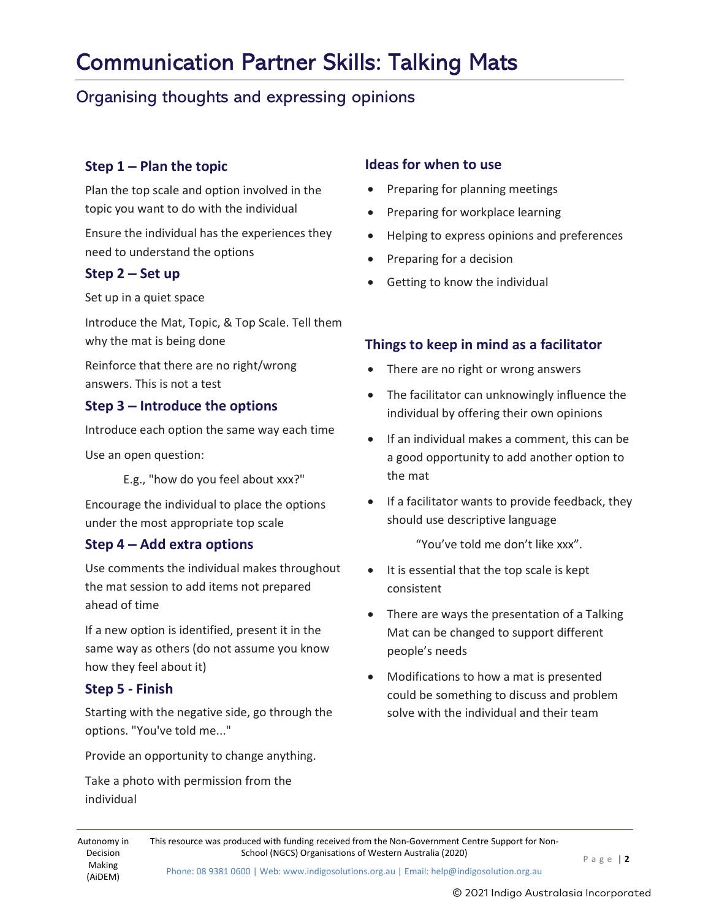# Communication Partner Skills: Talking Mats

## Organising thoughts and expressing opinions

### Step 1 – Plan the topic

Plan the top scale and option involved in the topic you want to do with the individual

Ensure the individual has the experiences they need to understand the options

### Step 2 – Set up

Set up in a quiet space

Introduce the Mat, Topic, & Top Scale. Tell them why the mat is being done

Reinforce that there are no right/wrong answers. This is not a test

### Step 3 – Introduce the options

Introduce each option the same way each time

Use an open question:

> E.g., "how do you feel about xxx?"

Encourage the individual to place the options under the most appropriate top scale

### Step 4 – Add extra options

Use comments the individual makes throughout the mat session to add items not prepared ahead of time

If a new option is identified, present it in the same way as others (do not assume you know how they feel about it)

### Step 5 - Finish

Starting with the negative side, go through the options. "You've told me..."

Provide an opportunity to change anything.

Take a photo with permission from the individual

### Ideas for when to use

- Preparing for planning meetings
- Preparing for workplace learning
- Helping to express opinions and preferences
- Preparing for a decision
- Getting to know the individual

### Things to keep in mind as a facilitator

- There are no right or wrong answers
- The facilitator can unknowingly influence the individual by offering their own opinions
- If an individual makes a comment, this can be a good opportunity to add another option to the mat
- If a facilitator wants to provide feedback, they should use descriptive language

  "You've told me don't like xxx".
- It is essential that the top scale is kept consistent
- There are ways the presentation of a Talking Mat can be changed to support different people's needs
- Modifications to how a mat is presented could be something to discuss and problem solve with the individual and their team

Autonomy in Decision Making (AiDEM)

This resource was produced with funding received from the Non-Government Centre Support for Non-School (NGCS) Organisations of Western Australia (2020)

Phone: 08 9381 0600 | Web: www.indigosolutions.org.au | Email: help@indigosolution.org.au

© 2021 Indigo Australasia Incorporated